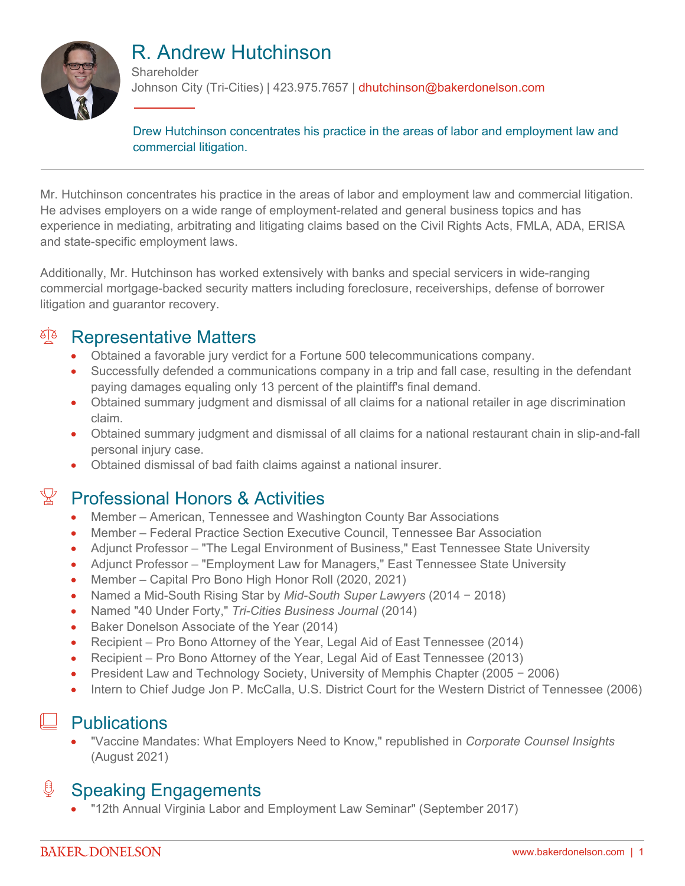# R. Andrew Hutchinson

Shareholder
Johnson City (Tri-Cities) | 423.975.7657 | dhutchinson@bakerdonelson.com

Drew Hutchinson concentrates his practice in the areas of labor and employment law and commercial litigation.

Mr. Hutchinson concentrates his practice in the areas of labor and employment law and commercial litigation. He advises employers on a wide range of employment-related and general business topics and has experience in mediating, arbitrating and litigating claims based on the Civil Rights Acts, FMLA, ADA, ERISA and state-specific employment laws.

Additionally, Mr. Hutchinson has worked extensively with banks and special servicers in wide-ranging commercial mortgage-backed security matters including foreclosure, receiverships, defense of borrower litigation and guarantor recovery.

## Representative Matters

- Obtained a favorable jury verdict for a Fortune 500 telecommunications company.
- Successfully defended a communications company in a trip and fall case, resulting in the defendant paying damages equaling only 13 percent of the plaintiff's final demand.
- Obtained summary judgment and dismissal of all claims for a national retailer in age discrimination claim.
- Obtained summary judgment and dismissal of all claims for a national restaurant chain in slip-and-fall personal injury case.
- Obtained dismissal of bad faith claims against a national insurer.

## Professional Honors & Activities

- Member – American, Tennessee and Washington County Bar Associations
- Member – Federal Practice Section Executive Council, Tennessee Bar Association
- Adjunct Professor – "The Legal Environment of Business," East Tennessee State University
- Adjunct Professor – "Employment Law for Managers," East Tennessee State University
- Member – Capital Pro Bono High Honor Roll (2020, 2021)
- Named a Mid-South Rising Star by *Mid-South Super Lawyers* (2014 − 2018)
- Named "40 Under Forty," *Tri-Cities Business Journal* (2014)
- Baker Donelson Associate of the Year (2014)
- Recipient – Pro Bono Attorney of the Year, Legal Aid of East Tennessee (2014)
- Recipient – Pro Bono Attorney of the Year, Legal Aid of East Tennessee (2013)
- President Law and Technology Society, University of Memphis Chapter (2005 − 2006)
- Intern to Chief Judge Jon P. McCalla, U.S. District Court for the Western District of Tennessee (2006)

## Publications

- "Vaccine Mandates: What Employers Need to Know," republished in *Corporate Counsel Insights* (August 2021)

## Speaking Engagements

- "12th Annual Virginia Labor and Employment Law Seminar" (September 2017)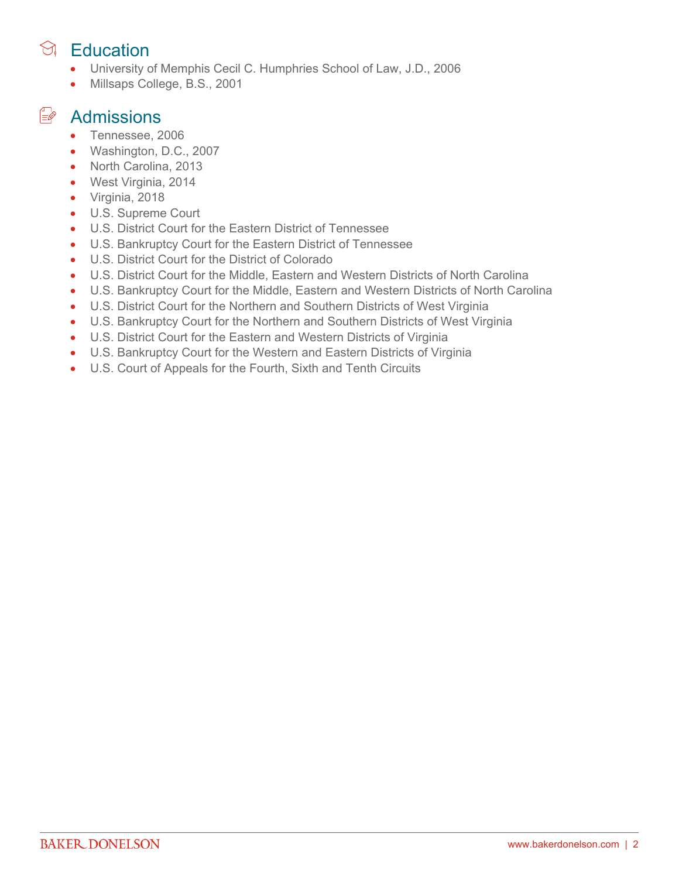## Education

- University of Memphis Cecil C. Humphries School of Law, J.D., 2006
- Millsaps College, B.S., 2001

## Admissions

- Tennessee, 2006
- Washington, D.C., 2007
- North Carolina, 2013
- West Virginia, 2014
- Virginia, 2018
- U.S. Supreme Court
- U.S. District Court for the Eastern District of Tennessee
- U.S. Bankruptcy Court for the Eastern District of Tennessee
- U.S. District Court for the District of Colorado
- U.S. District Court for the Middle, Eastern and Western Districts of North Carolina
- U.S. Bankruptcy Court for the Middle, Eastern and Western Districts of North Carolina
- U.S. District Court for the Northern and Southern Districts of West Virginia
- U.S. Bankruptcy Court for the Northern and Southern Districts of West Virginia
- U.S. District Court for the Eastern and Western Districts of Virginia
- U.S. Bankruptcy Court for the Western and Eastern Districts of Virginia
- U.S. Court of Appeals for the Fourth, Sixth and Tenth Circuits